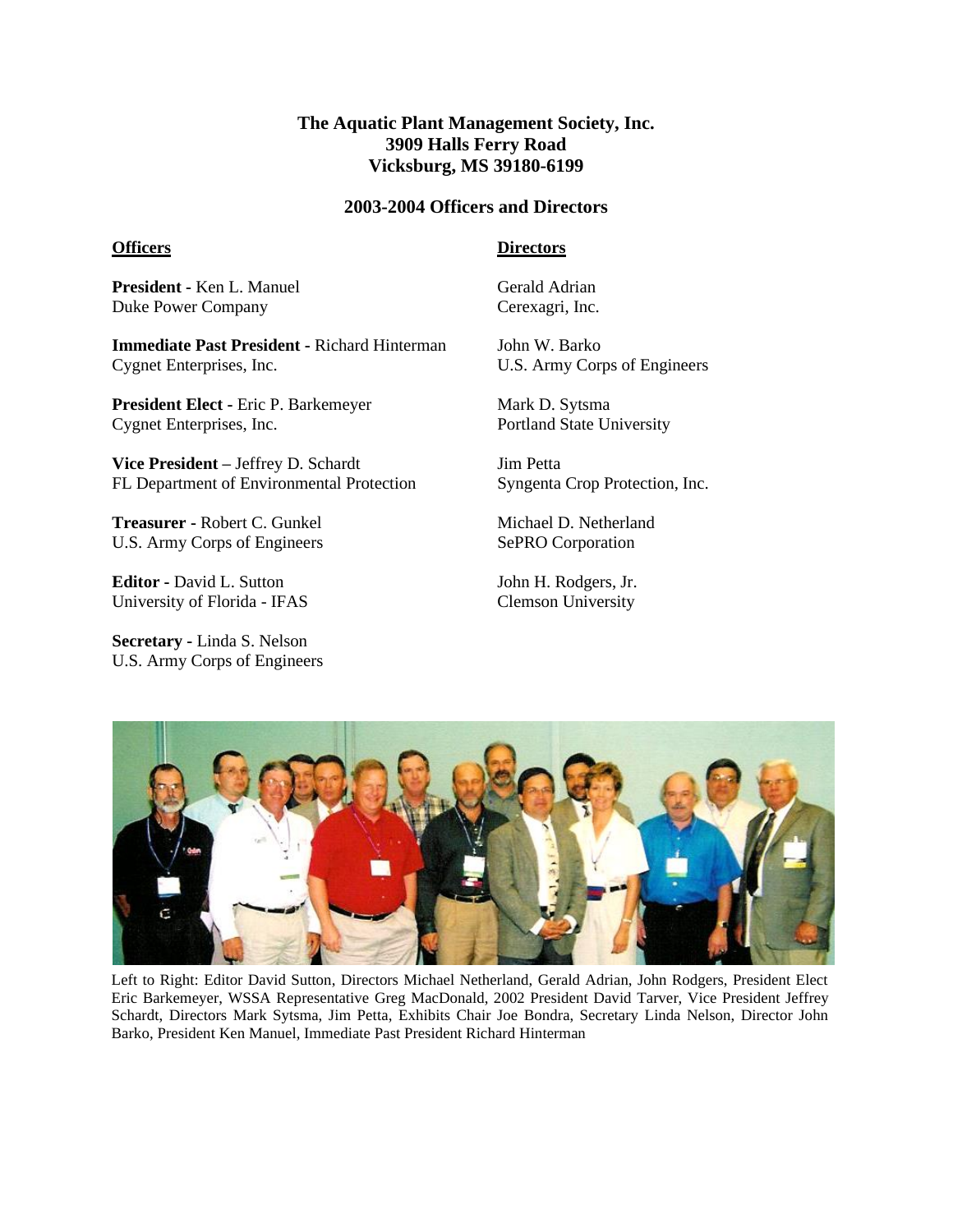**The Aquatic Plant Management Society, Inc.**
**3909 Halls Ferry Road**
**Vicksburg, MS 39180-6199**

## 2003-2004 Officers and Directors

### Officers

**President -** Ken L. Manuel
Duke Power Company

**Immediate Past President -** Richard Hinterman
Cygnet Enterprises, Inc.

**President Elect -** Eric P. Barkemeyer
Cygnet Enterprises, Inc.

**Vice President** – Jeffrey D. Schardt
FL Department of Environmental Protection

**Treasurer -** Robert C. Gunkel
U.S. Army Corps of Engineers

**Editor -** David L. Sutton
University of Florida - IFAS

**Secretary -** Linda S. Nelson
U.S. Army Corps of Engineers

### Directors

Gerald Adrian
Cerexagri, Inc.

John W. Barko
U.S. Army Corps of Engineers

Mark D. Sytsma
Portland State University

Jim Petta
Syngenta Crop Protection, Inc.

Michael D. Netherland
SePRO Corporation

John H. Rodgers, Jr.
Clemson University

Left to Right: Editor David Sutton, Directors Michael Netherland, Gerald Adrian, John Rodgers, President Elect Eric Barkemeyer, WSSA Representative Greg MacDonald, 2002 President David Tarver, Vice President Jeffrey Schardt, Directors Mark Sytsma, Jim Petta, Exhibits Chair Joe Bondra, Secretary Linda Nelson, Director John Barko, President Ken Manuel, Immediate Past President Richard Hinterman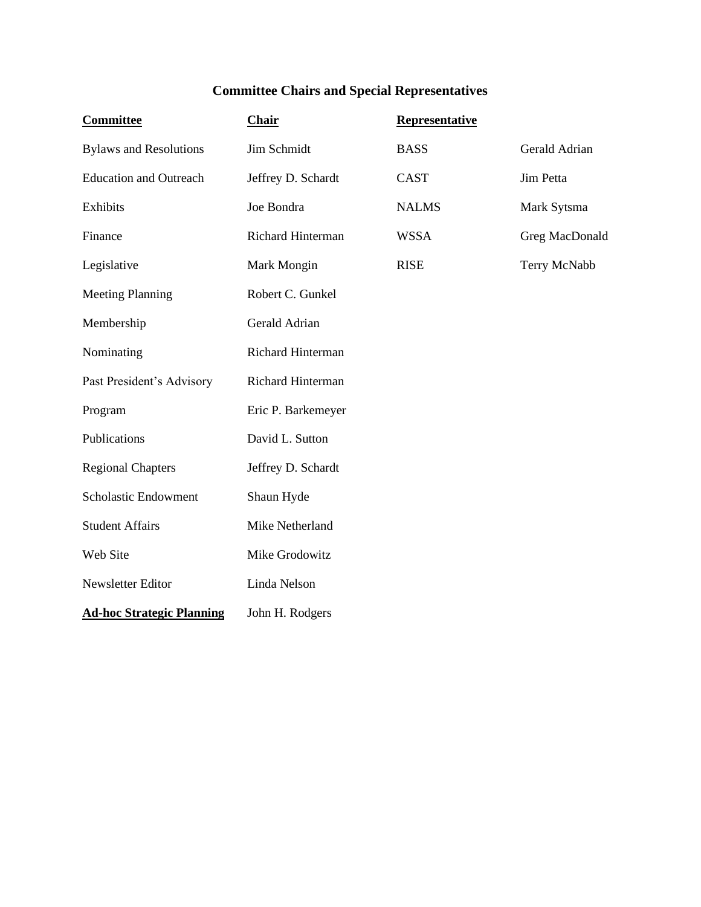## Committee Chairs and Special Representatives

| Committee | Chair | Representative | |
|---|---|---|---|
| Bylaws and Resolutions | Jim Schmidt | BASS | Gerald Adrian |
| Education and Outreach | Jeffrey D. Schardt | CAST | Jim Petta |
| Exhibits | Joe Bondra | NALMS | Mark Sytsma |
| Finance | Richard Hinterman | WSSA | Greg MacDonald |
| Legislative | Mark Mongin | RISE | Terry McNabb |
| Meeting Planning | Robert C. Gunkel | | |
| Membership | Gerald Adrian | | |
| Nominating | Richard Hinterman | | |
| Past President's Advisory | Richard Hinterman | | |
| Program | Eric P. Barkemeyer | | |
| Publications | David L. Sutton | | |
| Regional Chapters | Jeffrey D. Schardt | | |
| Scholastic Endowment | Shaun Hyde | | |
| Student Affairs | Mike Netherland | | |
| Web Site | Mike Grodowitz | | |
| Newsletter Editor | Linda Nelson | | |
| **Ad-hoc Strategic Planning** | John H. Rodgers | | |